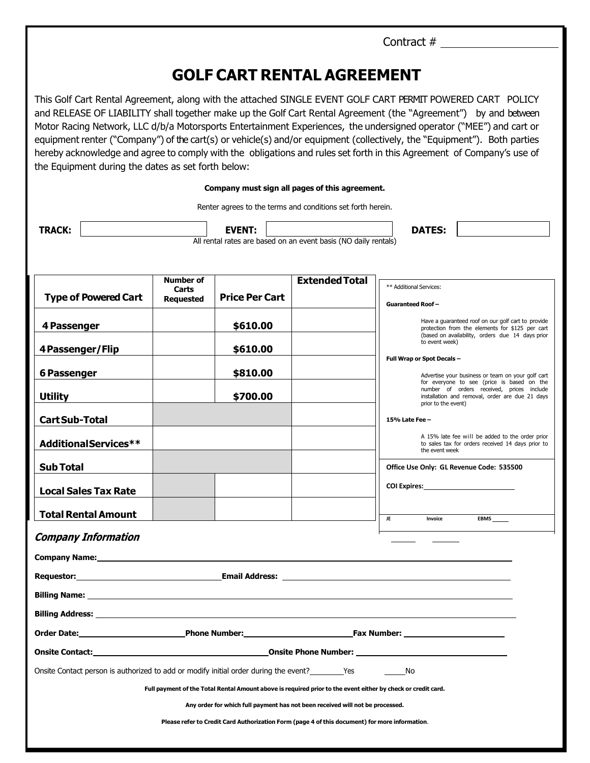Contract # ____________________

# GOLF CART RENTAL AGREEMENT

This Golf Cart Rental Agreement, along with the attached SINGLE EVENT GOLF CART PERMIT POWERED CART POLICY and RELEASE OF LIABILITY shall together make up the Golf Cart Rental Agreement (the "Agreement") by and between Motor Racing Network, LLC d/b/a Motorsports Entertainment Experiences, the undersigned operator ("MEE") and cart or equipment renter ("Company") of the cart(s) or vehicle(s) and/or equipment (collectively, the "Equipment"). Both parties hereby acknowledge and agree to comply with the obligations and rules set forth in this Agreement of Company's use of the Equipment during the dates as set forth below:

**Company must sign all pages of this agreement.**

Renter agrees to the terms and conditions set forth herein.

**TRACK:** ____________ **EVENT:** ____________ **DATES:** ____________

All rental rates are based on an event basis (NO daily rentals)

| Type of Powered Cart | Number of Carts Requested | Price Per Cart | Extended Total |
|---|---|---|---|
| 4 Passenger | | $610.00 | |
| 4 Passenger/Flip | | $610.00 | |
| 6 Passenger | | $810.00 | |
| Utility | | $700.00 | |
| Cart Sub-Total | | | |
| Additional Services** | | | |
| Sub Total | | | |
| Local Sales Tax Rate | | | |
| Total Rental Amount | | | |

** Additional Services:

**Guaranteed Roof –**

Have a guaranteed roof on our golf cart to provide protection from the elements for $125 per cart (based on availability, orders due 14 days prior to event week)

**Full Wrap or Spot Decals –**

Advertise your business or team on your golf cart for everyone to see (price is based on the number of orders received, prices include installation and removal, order are due 21 days prior to the event)

**15% Late Fee –**

A 15% late fee will be added to the order prior to sales tax for orders received 14 days prior to the event week

**Office Use Only: GL Revenue Code: 535500**

**COI Expires:** ____________

JE ______ Invoice ______ EBMS ______

***Company Information***

**Company Name:** ____________________

**Requestor:** ____________ **Email Address:** ____________

**Billing Name:** ____________________

**Billing Address:** ____________________

**Order Date:** ____________ **Phone Number:** ____________ **Fax Number:** ____________

**Onsite Contact:** ____________ **Onsite Phone Number:** ____________

Onsite Contact person is authorized to add or modify initial order during the event? ______Yes ______No

**Full payment of the Total Rental Amount above is required prior to the event either by check or credit card.**

**Any order for which full payment has not been received will not be processed.**

**Please refer to Credit Card Authorization Form (page 4 of this document) for more information.**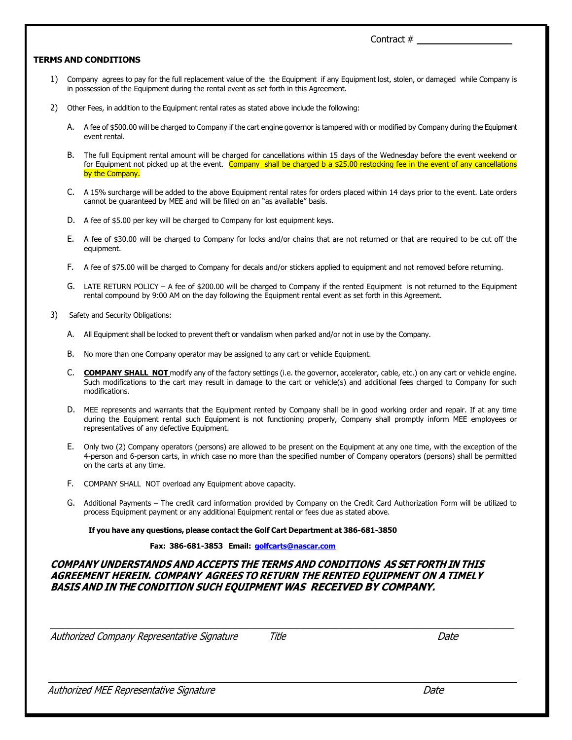Contract # ____________________

**TERMS AND CONDITIONS**

1) Company agrees to pay for the full replacement value of the the Equipment if any Equipment lost, stolen, or damaged while Company is in possession of the Equipment during the rental event as set forth in this Agreement.

2) Other Fees, in addition to the Equipment rental rates as stated above include the following:

   A. A fee of $500.00 will be charged to Company if the cart engine governor is tampered with or modified by Company during the Equipment event rental.

   B. The full Equipment rental amount will be charged for cancellations within 15 days of the Wednesday before the event weekend or for Equipment not picked up at the event. Company shall be charged b a $25.00 restocking fee in the event of any cancellations by the Company.

   C. A 15% surcharge will be added to the above Equipment rental rates for orders placed within 14 days prior to the event. Late orders cannot be guaranteed by MEE and will be filled on an "as available" basis.

   D. A fee of $5.00 per key will be charged to Company for lost equipment keys.

   E. A fee of $30.00 will be charged to Company for locks and/or chains that are not returned or that are required to be cut off the equipment.

   F. A fee of $75.00 will be charged to Company for decals and/or stickers applied to equipment and not removed before returning.

   G. LATE RETURN POLICY – A fee of $200.00 will be charged to Company if the rented Equipment is not returned to the Equipment rental compound by 9:00 AM on the day following the Equipment rental event as set forth in this Agreement.

3) Safety and Security Obligations:

   A. All Equipment shall be locked to prevent theft or vandalism when parked and/or not in use by the Company.

   B. No more than one Company operator may be assigned to any cart or vehicle Equipment.

   C. **COMPANY SHALL NOT** modify any of the factory settings (i.e. the governor, accelerator, cable, etc.) on any cart or vehicle engine. Such modifications to the cart may result in damage to the cart or vehicle(s) and additional fees charged to Company for such modifications.

   D. MEE represents and warrants that the Equipment rented by Company shall be in good working order and repair. If at any time during the Equipment rental such Equipment is not functioning properly, Company shall promptly inform MEE employees or representatives of any defective Equipment.

   E. Only two (2) Company operators (persons) are allowed to be present on the Equipment at any one time, with the exception of the 4-person and 6-person carts, in which case no more than the specified number of Company operators (persons) shall be permitted on the carts at any time.

   F. COMPANY SHALL NOT overload any Equipment above capacity.

   G. Additional Payments – The credit card information provided by Company on the Credit Card Authorization Form will be utilized to process Equipment payment or any additional Equipment rental or fees due as stated above.

**If you have any questions, please contact the Golf Cart Department at 386-681-3850**

**Fax: 386-681-3853 Email: golfcarts@nascar.com**

***COMPANY UNDERSTANDS AND ACCEPTS THE TERMS AND CONDITIONS AS SET FORTH IN THIS AGREEMENT HEREIN. COMPANY AGREES TO RETURN THE RENTED EQUIPMENT ON A TIMELY BASIS AND IN THE CONDITION SUCH EQUIPMENT WAS RECEIVED BY COMPANY.***

_____________________________________________________________________________

*Authorized Company Representative Signature* *Title* *Date*

_____________________________________________________________________________

*Authorized MEE Representative Signature* *Date*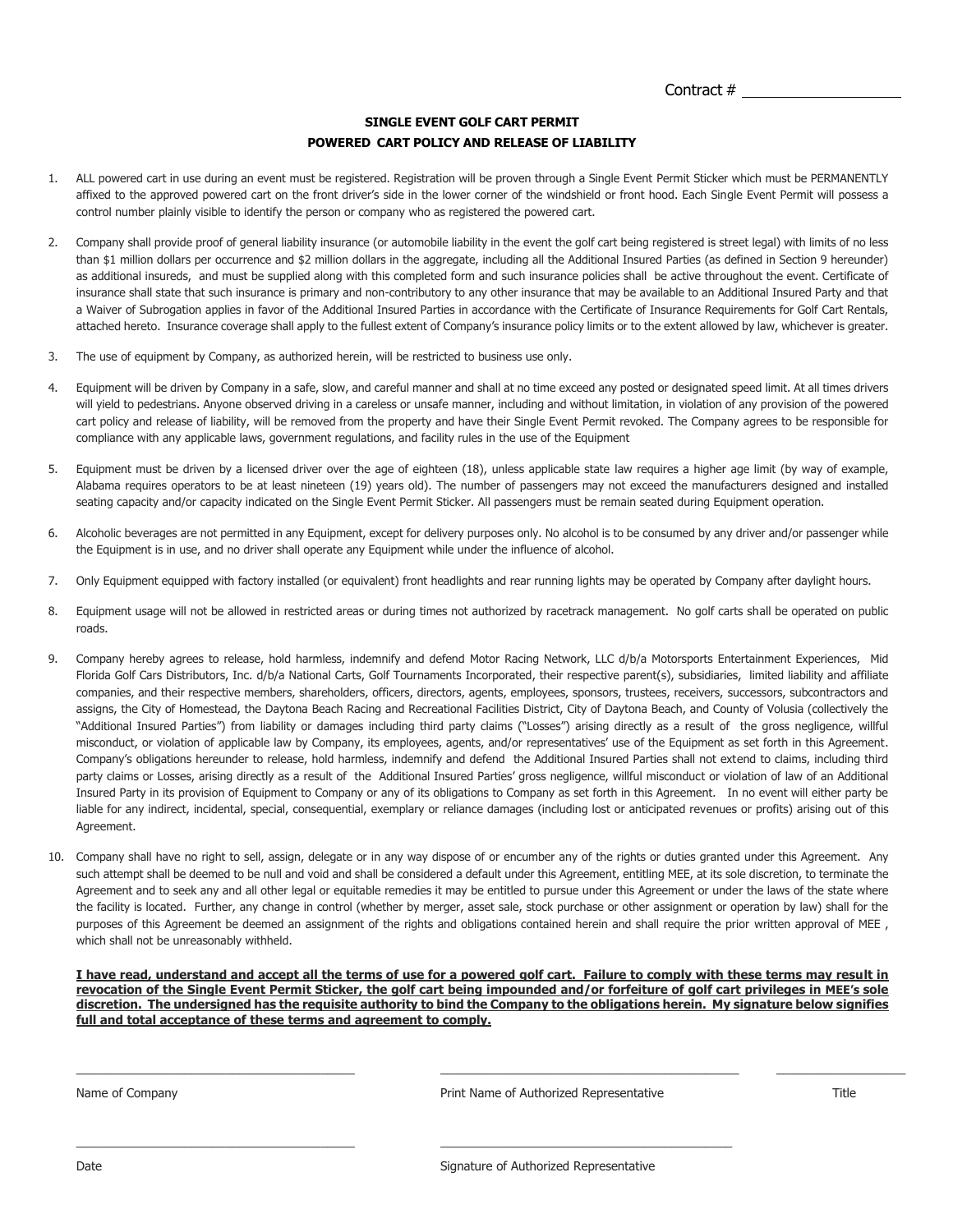Contract # ____________________

**SINGLE EVENT GOLF CART PERMIT**

**POWERED CART POLICY AND RELEASE OF LIABILITY**

1. ALL powered cart in use during an event must be registered. Registration will be proven through a Single Event Permit Sticker which must be PERMANENTLY affixed to the approved powered cart on the front driver's side in the lower corner of the windshield or front hood. Each Single Event Permit will possess a control number plainly visible to identify the person or company who as registered the powered cart.

2. Company shall provide proof of general liability insurance (or automobile liability in the event the golf cart being registered is street legal) with limits of no less than $1 million dollars per occurrence and $2 million dollars in the aggregate, including all the Additional Insured Parties (as defined in Section 9 hereunder) as additional insureds, and must be supplied along with this completed form and such insurance policies shall be active throughout the event. Certificate of insurance shall state that such insurance is primary and non-contributory to any other insurance that may be available to an Additional Insured Party and that a Waiver of Subrogation applies in favor of the Additional Insured Parties in accordance with the Certificate of Insurance Requirements for Golf Cart Rentals, attached hereto. Insurance coverage shall apply to the fullest extent of Company's insurance policy limits or to the extent allowed by law, whichever is greater.

3. The use of equipment by Company, as authorized herein, will be restricted to business use only.

4. Equipment will be driven by Company in a safe, slow, and careful manner and shall at no time exceed any posted or designated speed limit. At all times drivers will yield to pedestrians. Anyone observed driving in a careless or unsafe manner, including and without limitation, in violation of any provision of the powered cart policy and release of liability, will be removed from the property and have their Single Event Permit revoked. The Company agrees to be responsible for compliance with any applicable laws, government regulations, and facility rules in the use of the Equipment

5. Equipment must be driven by a licensed driver over the age of eighteen (18), unless applicable state law requires a higher age limit (by way of example, Alabama requires operators to be at least nineteen (19) years old). The number of passengers may not exceed the manufacturers designed and installed seating capacity and/or capacity indicated on the Single Event Permit Sticker. All passengers must be remain seated during Equipment operation.

6. Alcoholic beverages are not permitted in any Equipment, except for delivery purposes only. No alcohol is to be consumed by any driver and/or passenger while the Equipment is in use, and no driver shall operate any Equipment while under the influence of alcohol.

7. Only Equipment equipped with factory installed (or equivalent) front headlights and rear running lights may be operated by Company after daylight hours.

8. Equipment usage will not be allowed in restricted areas or during times not authorized by racetrack management. No golf carts shall be operated on public roads.

9. Company hereby agrees to release, hold harmless, indemnify and defend Motor Racing Network, LLC d/b/a Motorsports Entertainment Experiences, Mid Florida Golf Cars Distributors, Inc. d/b/a National Carts, Golf Tournaments Incorporated, their respective parent(s), subsidiaries, limited liability and affiliate companies, and their respective members, shareholders, officers, directors, agents, employees, sponsors, trustees, receivers, successors, subcontractors and assigns, the City of Homestead, the Daytona Beach Racing and Recreational Facilities District, City of Daytona Beach, and County of Volusia (collectively the "Additional Insured Parties") from liability or damages including third party claims ("Losses") arising directly as a result of the gross negligence, willful misconduct, or violation of applicable law by Company, its employees, agents, and/or representatives' use of the Equipment as set forth in this Agreement. Company's obligations hereunder to release, hold harmless, indemnify and defend the Additional Insured Parties shall not extend to claims, including third party claims or Losses, arising directly as a result of the Additional Insured Parties' gross negligence, willful misconduct or violation of law of an Additional Insured Party in its provision of Equipment to Company or any of its obligations to Company as set forth in this Agreement. In no event will either party be liable for any indirect, incidental, special, consequential, exemplary or reliance damages (including lost or anticipated revenues or profits) arising out of this Agreement.

10. Company shall have no right to sell, assign, delegate or in any way dispose of or encumber any of the rights or duties granted under this Agreement. Any such attempt shall be deemed to be null and void and shall be considered a default under this Agreement, entitling MEE, at its sole discretion, to terminate the Agreement and to seek any and all other legal or equitable remedies it may be entitled to pursue under this Agreement or under the laws of the state where the facility is located. Further, any change in control (whether by merger, asset sale, stock purchase or other assignment or operation by law) shall for the purposes of this Agreement be deemed an assignment of the rights and obligations contained herein and shall require the prior written approval of MEE , which shall not be unreasonably withheld.

**I have read, understand and accept all the terms of use for a powered golf cart. Failure to comply with these terms may result in revocation of the Single Event Permit Sticker, the golf cart being impounded and/or forfeiture of golf cart privileges in MEE's sole discretion. The undersigned has the requisite authority to bind the Company to the obligations herein. My signature below signifies full and total acceptance of these terms and agreement to comply.**

| ______________________________ | ______________________________ | ______________ |
|---|---|---|
| Name of Company | Print Name of Authorized Representative | Title |
| ______________________________ | ______________________________ | |
| Date | Signature of Authorized Representative | |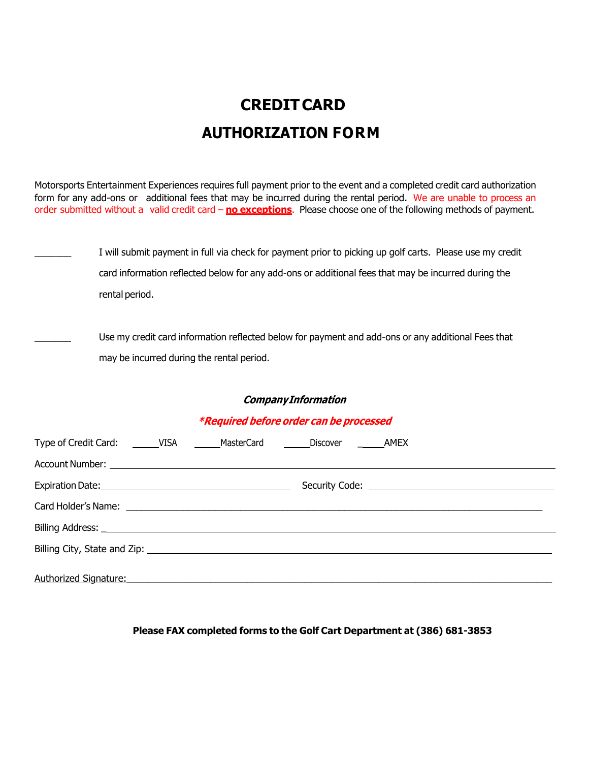# CREDIT CARD AUTHORIZATION FORM

Motorsports Entertainment Experiences requires full payment prior to the event and a completed credit card authorization form for any add-ons or additional fees that may be incurred during the rental period. We are unable to process an order submitted without a valid credit card – **no exceptions**. Please choose one of the following methods of payment.

_______ I will submit payment in full via check for payment prior to picking up golf carts. Please use my credit card information reflected below for any add-ons or additional fees that may be incurred during the rental period.

_______ Use my credit card information reflected below for payment and add-ons or any additional Fees that may be incurred during the rental period.

***Company Information***

***\*Required before order can be processed***

Type of Credit Card: _____VISA _____MasterCard _____Discover _____AMEX

Account Number: ____________________________________________

Expiration Date: ____________________ Security Code: ____________________

Card Holder's Name: ____________________________________________

Billing Address: ____________________________________________

Billing City, State and Zip: ____________________________________________

Authorized Signature: ____________________________________________

**Please FAX completed forms to the Golf Cart Department at (386) 681-3853**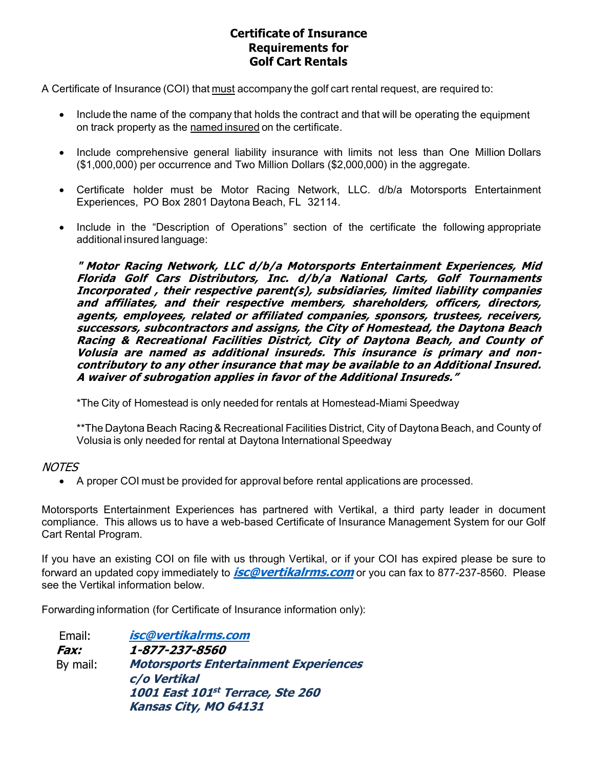# Certificate of Insurance Requirements for Golf Cart Rentals

A Certificate of Insurance (COI) that must accompany the golf cart rental request, are required to:

- Include the name of the company that holds the contract and that will be operating the equipment on track property as the named insured on the certificate.
- Include comprehensive general liability insurance with limits not less than One Million Dollars ($1,000,000) per occurrence and Two Million Dollars ($2,000,000) in the aggregate.
- Certificate holder must be Motor Racing Network, LLC. d/b/a Motorsports Entertainment Experiences, PO Box 2801 Daytona Beach, FL 32114.
- Include in the "Description of Operations" section of the certificate the following appropriate additional insured language:

  ***" Motor Racing Network, LLC d/b/a Motorsports Entertainment Experiences, Mid Florida Golf Cars Distributors, Inc. d/b/a National Carts, Golf Tournaments Incorporated , their respective parent(s), subsidiaries, limited liability companies and affiliates, and their respective members, shareholders, officers, directors, agents, employees, related or affiliated companies, sponsors, trustees, receivers, successors, subcontractors and assigns, the City of Homestead, the Daytona Beach Racing & Recreational Facilities District, City of Daytona Beach, and County of Volusia are named as additional insureds. This insurance is primary and non-contributory to any other insurance that may be available to an Additional Insured. A waiver of subrogation applies in favor of the Additional Insureds."***

  *The City of Homestead is only needed for rentals at Homestead-Miami Speedway

  **The Daytona Beach Racing & Recreational Facilities District, City of Daytona Beach, and County of Volusia is only needed for rental at Daytona International Speedway

*NOTES*

- A proper COI must be provided for approval before rental applications are processed.

Motorsports Entertainment Experiences has partnered with Vertikal, a third party leader in document compliance. This allows us to have a web-based Certificate of Insurance Management System for our Golf Cart Rental Program.

If you have an existing COI on file with us through Vertikal, or if your COI has expired please be sure to forward an updated copy immediately to ***isc@vertikalrms.com*** or you can fax to 877-237-8560. Please see the Vertikal information below.

Forwarding information (for Certificate of Insurance information only):

Email: ***isc@vertikalrms.com***
***Fax:*** ***1-877-237-8560***
By mail: ***Motorsports Entertainment Experiences***
***c/o Vertikal***
***1001 East 101st Terrace, Ste 260***
***Kansas City, MO 64131***